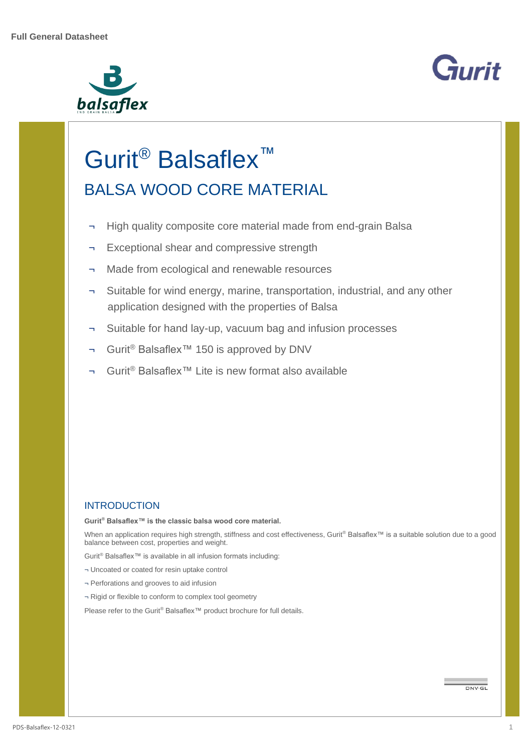**Full General Datasheet**

# Gurit® Balsaflex™

## BALSA WOOD CORE MATERIAL

- High quality composite core material made from end-grain Balsa
- Exceptional shear and compressive strength
- Made from ecological and renewable resources
- Suitable for wind energy, marine, transportation, industrial, and any other application designed with the properties of Balsa
- Suitable for hand lay-up, vacuum bag and infusion processes
- Gurit® Balsaflex™ 150 is approved by DNV
- Gurit® Balsaflex™ Lite is new format also available

### INTRODUCTION

**Gurit® Balsaflex™ is the classic balsa wood core material.**

When an application requires high strength, stiffness and cost effectiveness, Gurit® Balsaflex™ is a suitable solution due to a good balance between cost, properties and weight.

Gurit® Balsaflex™ is available in all infusion formats including:

- Uncoated or coated for resin uptake control
- Perforations and grooves to aid infusion
- Rigid or flexible to conform to complex tool geometry

Please refer to the Gurit® Balsaflex™ product brochure for full details.

DNV·GL

PDS-Balsaflex-12-0321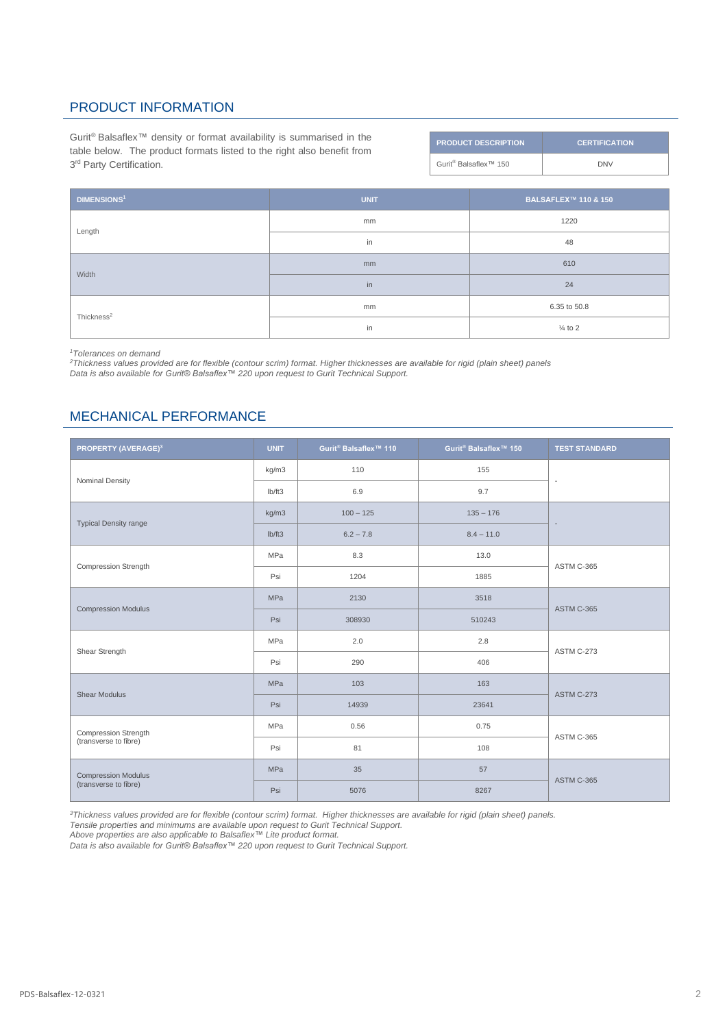## PRODUCT INFORMATION

Gurit® Balsaflex™ density or format availability is summarised in the table below. The product formats listed to the right also benefit from 3rd Party Certification.

| PRODUCT DESCRIPTION | CERTIFICATION |
|---|---|
| Gurit® Balsaflex™ 150 | DNV |

| DIMENSIONS[1] | UNIT | BALSAFLEX™ 110 & 150 |
|---|---|---|
| Length | mm | 1220 |
| | in | 48 |
| Width | mm | 610 |
| | in | 24 |
| Thickness[2] | mm | 6.35 to 50.8 |
| | in | ¼ to 2 |

*[1]Tolerances on demand*
*[2]Thickness values provided are for flexible (contour scrim) format. Higher thicknesses are available for rigid (plain sheet) panels*
*Data is also available for Gurit® Balsaflex™ 220 upon request to Gurit Technical Support.*

## MECHANICAL PERFORMANCE

| PROPERTY (AVERAGE)[3] | UNIT | Gurit® Balsaflex™ 110 | Gurit® Balsaflex™ 150 | TEST STANDARD |
|---|---|---|---|---|
| Nominal Density | kg/m3 | 110 | 155 | - |
| | lb/ft3 | 6.9 | 9.7 | |
| Typical Density range | kg/m3 | 100 – 125 | 135 – 176 | - |
| | lb/ft3 | 6.2 – 7.8 | 8.4 – 11.0 | |
| Compression Strength | MPa | 8.3 | 13.0 | ASTM C-365 |
| | Psi | 1204 | 1885 | |
| Compression Modulus | MPa | 2130 | 3518 | ASTM C-365 |
| | Psi | 308930 | 510243 | |
| Shear Strength | MPa | 2.0 | 2.8 | ASTM C-273 |
| | Psi | 290 | 406 | |
| Shear Modulus | MPa | 103 | 163 | ASTM C-273 |
| | Psi | 14939 | 23641 | |
| Compression Strength (transverse to fibre) | MPa | 0.56 | 0.75 | ASTM C-365 |
| | Psi | 81 | 108 | |
| Compression Modulus (transverse to fibre) | MPa | 35 | 57 | ASTM C-365 |
| | Psi | 5076 | 8267 | |

*[3]Thickness values provided are for flexible (contour scrim) format. Higher thicknesses are available for rigid (plain sheet) panels.*
*Tensile properties and minimums are available upon request to Gurit Technical Support.*
*Above properties are also applicable to Balsaflex™ Lite product format.*
*Data is also available for Gurit® Balsaflex™ 220 upon request to Gurit Technical Support.*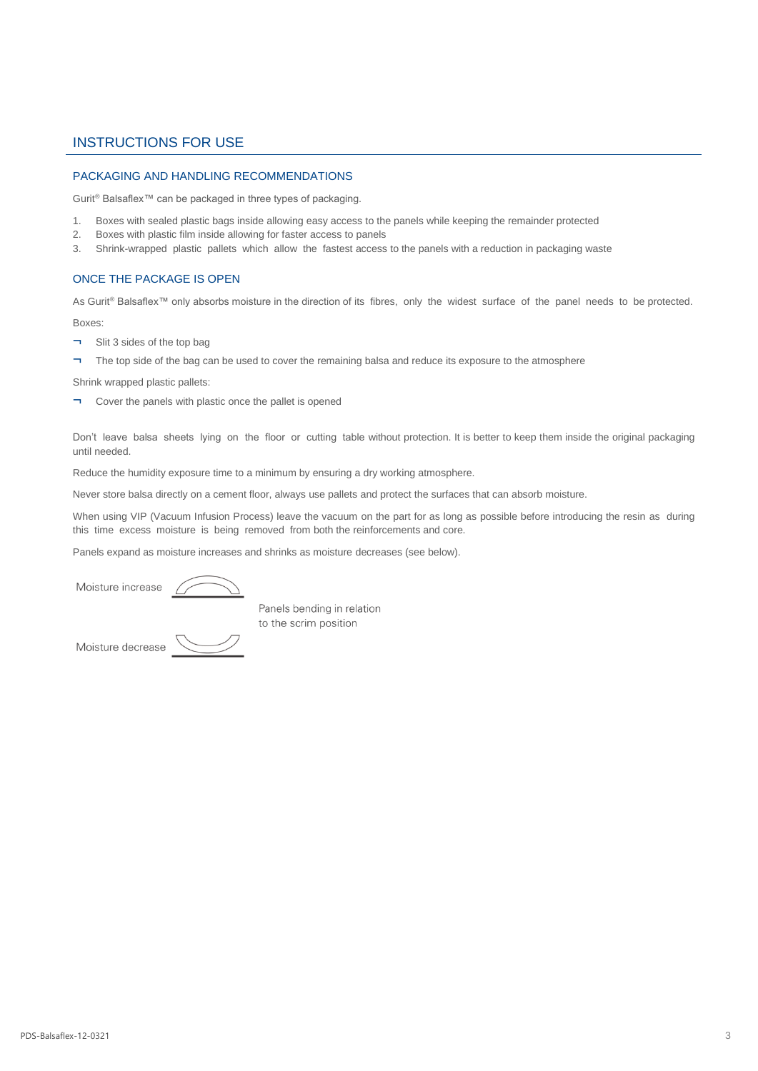# INSTRUCTIONS FOR USE

## PACKAGING AND HANDLING RECOMMENDATIONS

Gurit® Balsaflex™ can be packaged in three types of packaging.

1. Boxes with sealed plastic bags inside allowing easy access to the panels while keeping the remainder protected
2. Boxes with plastic film inside allowing for faster access to panels
3. Shrink-wrapped plastic pallets which allow the fastest access to the panels with a reduction in packaging waste

## ONCE THE PACKAGE IS OPEN

As Gurit® Balsaflex™ only absorbs moisture in the direction of its fibres, only the widest surface of the panel needs to be protected.

Boxes:

- Slit 3 sides of the top bag
- The top side of the bag can be used to cover the remaining balsa and reduce its exposure to the atmosphere

Shrink wrapped plastic pallets:

- Cover the panels with plastic once the pallet is opened

Don't leave balsa sheets lying on the floor or cutting table without protection. It is better to keep them inside the original packaging until needed.

Reduce the humidity exposure time to a minimum by ensuring a dry working atmosphere.

Never store balsa directly on a cement floor, always use pallets and protect the surfaces that can absorb moisture.

When using VIP (Vacuum Infusion Process) leave the vacuum on the part for as long as possible before introducing the resin as during this time excess moisture is being removed from both the reinforcements and core.

Panels expand as moisture increases and shrinks as moisture decreases (see below).

Moisture increase

Moisture decrease

Panels bending in relation to the scrim position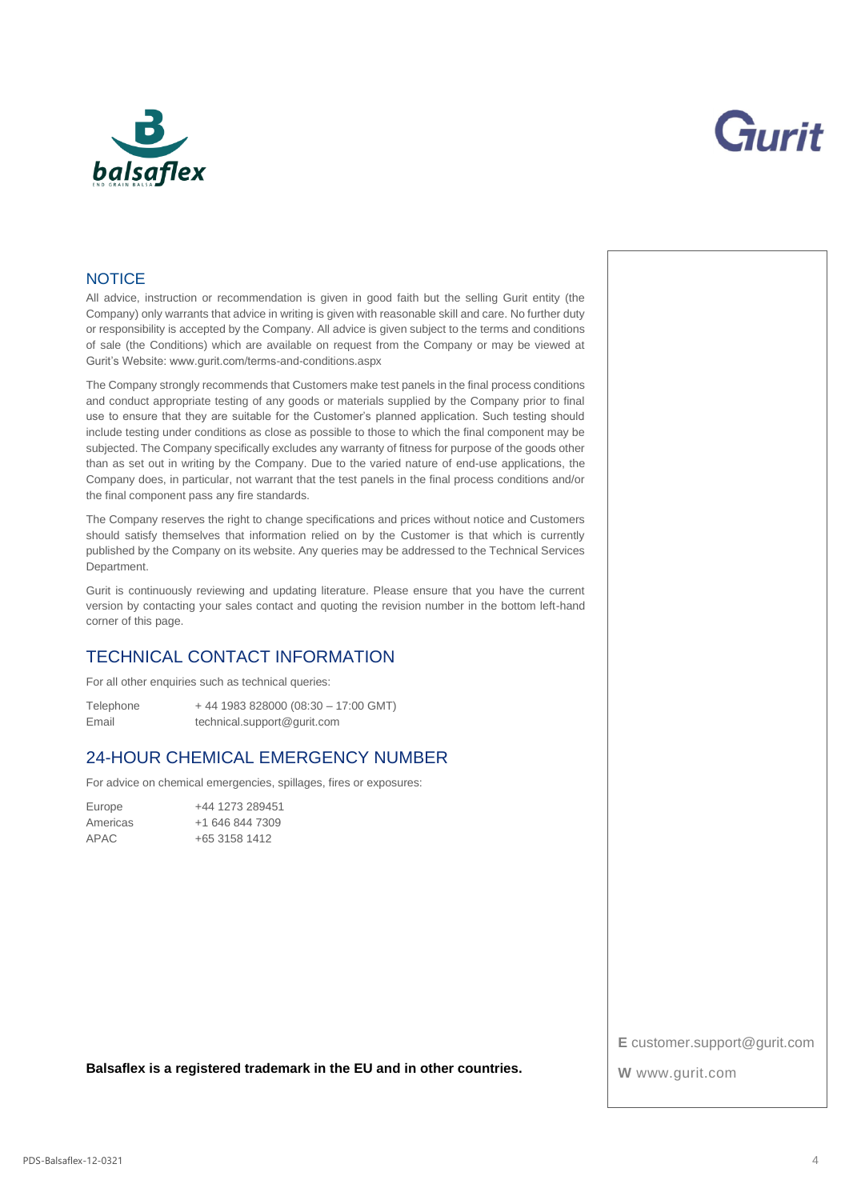## NOTICE

All advice, instruction or recommendation is given in good faith but the selling Gurit entity (the Company) only warrants that advice in writing is given with reasonable skill and care. No further duty or responsibility is accepted by the Company. All advice is given subject to the terms and conditions of sale (the Conditions) which are available on request from the Company or may be viewed at Gurit's Website: www.gurit.com/terms-and-conditions.aspx

The Company strongly recommends that Customers make test panels in the final process conditions and conduct appropriate testing of any goods or materials supplied by the Company prior to final use to ensure that they are suitable for the Customer's planned application. Such testing should include testing under conditions as close as possible to those to which the final component may be subjected. The Company specifically excludes any warranty of fitness for purpose of the goods other than as set out in writing by the Company. Due to the varied nature of end-use applications, the Company does, in particular, not warrant that the test panels in the final process conditions and/or the final component pass any fire standards.

The Company reserves the right to change specifications and prices without notice and Customers should satisfy themselves that information relied on by the Customer is that which is currently published by the Company on its website. Any queries may be addressed to the Technical Services Department.

Gurit is continuously reviewing and updating literature. Please ensure that you have the current version by contacting your sales contact and quoting the revision number in the bottom left-hand corner of this page.

## TECHNICAL CONTACT INFORMATION

For all other enquiries such as technical queries:

| | |
|---|---|
| Telephone | + 44 1983 828000 (08:30 – 17:00 GMT) |
| Email | technical.support@gurit.com |

## 24-HOUR CHEMICAL EMERGENCY NUMBER

For advice on chemical emergencies, spillages, fires or exposures:

| | |
|---|---|
| Europe | +44 1273 289451 |
| Americas | +1 646 844 7309 |
| APAC | +65 3158 1412 |

**Balsaflex is a registered trademark in the EU and in other countries.**

**E** customer.support@gurit.com

**W** www.gurit.com

PDS-Balsaflex-12-0321